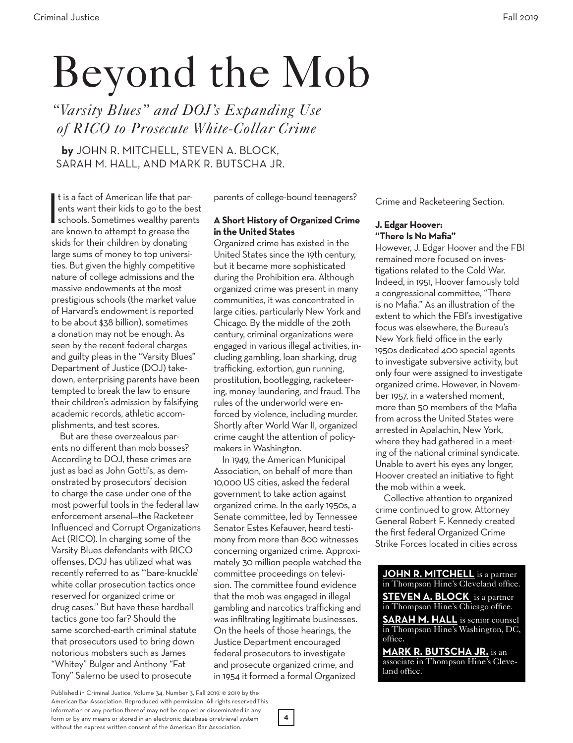# Beyond the Mob

## *"Varsity Blues" and DOJ's Expanding Use of RICO to Prosecute White-Collar Crime*

**by** JOHN R. MITCHELL, STEVEN A. BLOCK, SARAH M. HALL, AND MARK R. BUTSCHA JR.

It is a fact of American life that parents want their kids to go to the best schools. Sometimes wealthy parents are known to attempt to grease the skids for their children by donating large sums of money to top universities. But given the highly competitive nature of college admissions and the massive endowments at the most prestigious schools (the market value of Harvard's endowment is reported to be about $38 billion), sometimes a donation may not be enough. As seen by the recent federal charges and guilty pleas in the "Varsity Blues" Department of Justice (DOJ) takedown, enterprising parents have been tempted to break the law to ensure their children's admission by falsifying academic records, athletic accomplishments, and test scores.

But are these overzealous parents no different than mob bosses? According to DOJ, these crimes are just as bad as John Gotti's, as demonstrated by prosecutors' decision to charge the case under one of the most powerful tools in the federal law enforcement arsenal—the Racketeer Influenced and Corrupt Organizations Act (RICO). In charging some of the Varsity Blues defendants with RICO offenses, DOJ has utilized what was recently referred to as "'bare-knuckle' white collar prosecution tactics once reserved for organized crime or drug cases." But have these hardball tactics gone too far? Should the same scorched-earth criminal statute that prosecutors used to bring down notorious mobsters such as James "Whitey" Bulger and Anthony "Fat Tony" Salerno be used to prosecute parents of college-bound teenagers?

### A Short History of Organized Crime in the United States

Organized crime has existed in the United States since the 19th century, but it became more sophisticated during the Prohibition era. Although organized crime was present in many communities, it was concentrated in large cities, particularly New York and Chicago. By the middle of the 20th century, criminal organizations were engaged in various illegal activities, including gambling, loan sharking, drug trafficking, extortion, gun running, prostitution, bootlegging, racketeering, money laundering, and fraud. The rules of the underworld were enforced by violence, including murder. Shortly after World War II, organized crime caught the attention of policymakers in Washington.

In 1949, the American Municipal Association, on behalf of more than 10,000 US cities, asked the federal government to take action against organized crime. In the early 1950s, a Senate committee, led by Tennessee Senator Estes Kefauver, heard testimony from more than 800 witnesses concerning organized crime. Approximately 30 million people watched the committee proceedings on television. The committee found evidence that the mob was engaged in illegal gambling and narcotics trafficking and was infiltrating legitimate businesses. On the heels of those hearings, the Justice Department encouraged federal prosecutors to investigate and prosecute organized crime, and in 1954 it formed a formal Organized Crime and Racketeering Section.

### J. Edgar Hoover: "There Is No Mafia"

However, J. Edgar Hoover and the FBI remained more focused on investigations related to the Cold War. Indeed, in 1951, Hoover famously told a congressional committee, "There is no Mafia." As an illustration of the extent to which the FBI's investigative focus was elsewhere, the Bureau's New York field office in the early 1950s dedicated 400 special agents to investigate subversive activity, but only four were assigned to investigate organized crime. However, in November 1957, in a watershed moment, more than 50 members of the Mafia from across the United States were arrested in Apalachin, New York, where they had gathered in a meeting of the national criminal syndicate. Unable to avert his eyes any longer, Hoover created an initiative to fight the mob within a week.

Collective attention to organized crime continued to grow. Attorney General Robert F. Kennedy created the first federal Organized Crime Strike Forces located in cities across

**JOHN R. MITCHELL** is a partner in Thompson Hine's Cleveland office. **STEVEN A. BLOCK** is a partner in Thompson Hine's Chicago office. **SARAH M. HALL** is senior counsel in Thompson Hine's Washington, DC, office. **MARK R. BUTSCHA JR.** is an associate in Thompson Hine's Cleveland office.

Published in Criminal Justice, Volume 34, Number 3, Fall 2019. © 2019 by the American Bar Association. Reproduced with permission. All rights reserved.This information or any portion thereof may not be copied or disseminated in any form or by any means or stored in an electronic database orretrieval system without the express written consent of the American Bar Association.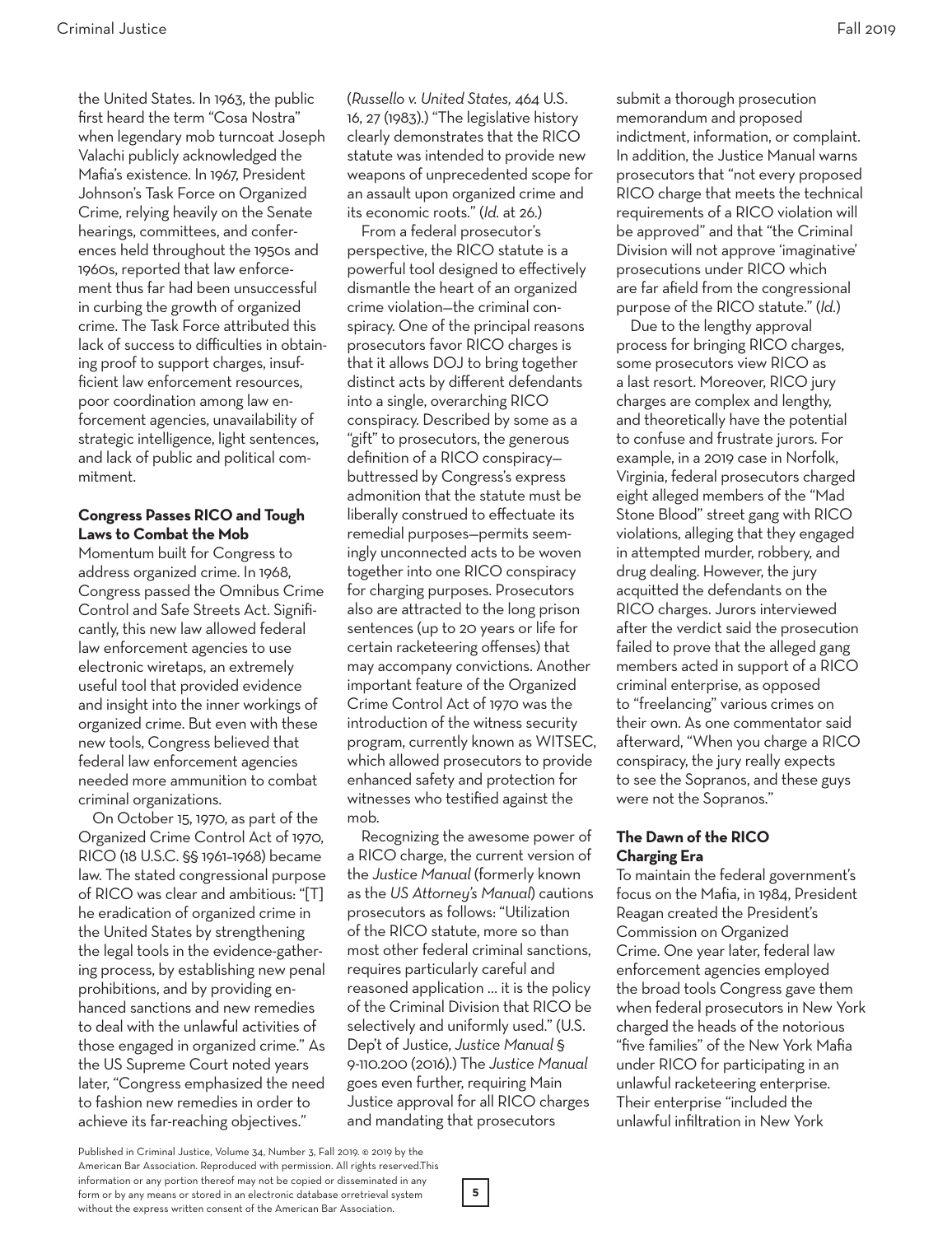the United States. In 1963, the public first heard the term "Cosa Nostra" when legendary mob turncoat Joseph Valachi publicly acknowledged the Mafia's existence. In 1967, President Johnson's Task Force on Organized Crime, relying heavily on the Senate hearings, committees, and conferences held throughout the 1950s and 1960s, reported that law enforcement thus far had been unsuccessful in curbing the growth of organized crime. The Task Force attributed this lack of success to difficulties in obtaining proof to support charges, insufficient law enforcement resources, poor coordination among law enforcement agencies, unavailability of strategic intelligence, light sentences, and lack of public and political commitment.

**Congress Passes RICO and Tough Laws to Combat the Mob**

Momentum built for Congress to address organized crime. In 1968, Congress passed the Omnibus Crime Control and Safe Streets Act. Significantly, this new law allowed federal law enforcement agencies to use electronic wiretaps, an extremely useful tool that provided evidence and insight into the inner workings of organized crime. But even with these new tools, Congress believed that federal law enforcement agencies needed more ammunition to combat criminal organizations.

On October 15, 1970, as part of the Organized Crime Control Act of 1970, RICO (18 U.S.C. §§ 1961–1968) became law. The stated congressional purpose of RICO was clear and ambitious: "[T]he eradication of organized crime in the United States by strengthening the legal tools in the evidence-gathering process, by establishing new penal prohibitions, and by providing enhanced sanctions and new remedies to deal with the unlawful activities of those engaged in organized crime." As the US Supreme Court noted years later, "Congress emphasized the need to fashion new remedies in order to achieve its far-reaching objectives." (*Russello v. United States,* 464 U.S. 16, 27 (1983).) "The legislative history clearly demonstrates that the RICO statute was intended to provide new weapons of unprecedented scope for an assault upon organized crime and its economic roots." (*Id.* at 26.)

From a federal prosecutor's perspective, the RICO statute is a powerful tool designed to effectively dismantle the heart of an organized crime violation—the criminal conspiracy. One of the principal reasons prosecutors favor RICO charges is that it allows DOJ to bring together distinct acts by different defendants into a single, overarching RICO conspiracy. Described by some as a "gift" to prosecutors, the generous definition of a RICO conspiracy—buttressed by Congress's express admonition that the statute must be liberally construed to effectuate its remedial purposes—permits seemingly unconnected acts to be woven together into one RICO conspiracy for charging purposes. Prosecutors also are attracted to the long prison sentences (up to 20 years or life for certain racketeering offenses) that may accompany convictions. Another important feature of the Organized Crime Control Act of 1970 was the introduction of the witness security program, currently known as WITSEC, which allowed prosecutors to provide enhanced safety and protection for witnesses who testified against the mob.

Recognizing the awesome power of a RICO charge, the current version of the *Justice Manual* (formerly known as the *US Attorney's Manual*) cautions prosecutors as follows: "Utilization of the RICO statute, more so than most other federal criminal sanctions, requires particularly careful and reasoned application . . . it is the policy of the Criminal Division that RICO be selectively and uniformly used." (U.S. Dep't of Justice, *Justice Manual* § 9-110.200 (2016).) The *Justice Manual* goes even further, requiring Main Justice approval for all RICO charges and mandating that prosecutors submit a thorough prosecution memorandum and proposed indictment, information, or complaint. In addition, the Justice Manual warns prosecutors that "not every proposed RICO charge that meets the technical requirements of a RICO violation will be approved" and that "the Criminal Division will not approve 'imaginative' prosecutions under RICO which are far afield from the congressional purpose of the RICO statute." (*Id.*)

Due to the lengthy approval process for bringing RICO charges, some prosecutors view RICO as a last resort. Moreover, RICO jury charges are complex and lengthy, and theoretically have the potential to confuse and frustrate jurors. For example, in a 2019 case in Norfolk, Virginia, federal prosecutors charged eight alleged members of the "Mad Stone Blood" street gang with RICO violations, alleging that they engaged in attempted murder, robbery, and drug dealing. However, the jury acquitted the defendants on the RICO charges. Jurors interviewed after the verdict said the prosecution failed to prove that the alleged gang members acted in support of a RICO criminal enterprise, as opposed to "freelancing" various crimes on their own. As one commentator said afterward, "When you charge a RICO conspiracy, the jury really expects to see the Sopranos, and these guys were not the Sopranos."

**The Dawn of the RICO Charging Era**

To maintain the federal government's focus on the Mafia, in 1984, President Reagan created the President's Commission on Organized Crime. One year later, federal law enforcement agencies employed the broad tools Congress gave them when federal prosecutors in New York charged the heads of the notorious "five families" of the New York Mafia under RICO for participating in an unlawful racketeering enterprise. Their enterprise "included the unlawful infiltration in New York

Published in Criminal Justice, Volume 34, Number 3, Fall 2019. © 2019 by the American Bar Association. Reproduced with permission. All rights reserved.This information or any portion thereof may not be copied or disseminated in any form or by any means or stored in an electronic database orretrieval system without the express written consent of the American Bar Association.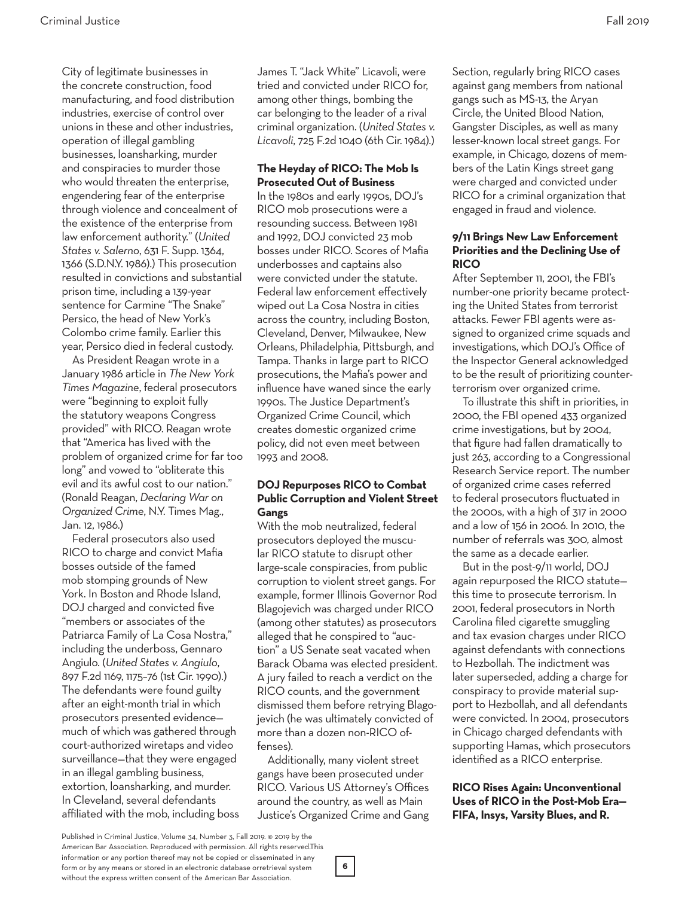City of legitimate businesses in the concrete construction, food manufacturing, and food distribution industries, exercise of control over unions in these and other industries, operation of illegal gambling businesses, loansharking, murder and conspiracies to murder those who would threaten the enterprise, engendering fear of the enterprise through violence and concealment of the existence of the enterprise from law enforcement authority." (*United States v. Salerno*, 631 F. Supp. 1364, 1366 (S.D.N.Y. 1986).) This prosecution resulted in convictions and substantial prison time, including a 139-year sentence for Carmine "The Snake" Persico, the head of New York's Colombo crime family. Earlier this year, Persico died in federal custody.

As President Reagan wrote in a January 1986 article in *The New York Times Magazine*, federal prosecutors were "beginning to exploit fully the statutory weapons Congress provided" with RICO. Reagan wrote that "America has lived with the problem of organized crime for far too long" and vowed to "obliterate this evil and its awful cost to our nation." (Ronald Reagan, *Declaring War on Organized Crime*, N.Y. Times Mag., Jan. 12, 1986.)

Federal prosecutors also used RICO to charge and convict Mafia bosses outside of the famed mob stomping grounds of New York. In Boston and Rhode Island, DOJ charged and convicted five "members or associates of the Patriarca Family of La Cosa Nostra," including the underboss, Gennaro Angiulo. (*United States v. Angiulo*, 897 F.2d 1169, 1175–76 (1st Cir. 1990).) The defendants were found guilty after an eight-month trial in which prosecutors presented evidence—much of which was gathered through court-authorized wiretaps and video surveillance—that they were engaged in an illegal gambling business, extortion, loansharking, and murder. In Cleveland, several defendants affiliated with the mob, including boss James T. "Jack White" Licavoli, were tried and convicted under RICO for, among other things, bombing the car belonging to the leader of a rival criminal organization. (*United States v. Licavoli*, 725 F.2d 1040 (6th Cir. 1984).)

**The Heyday of RICO: The Mob Is Prosecuted Out of Business**

In the 1980s and early 1990s, DOJ's RICO mob prosecutions were a resounding success. Between 1981 and 1992, DOJ convicted 23 mob bosses under RICO. Scores of Mafia underbosses and captains also were convicted under the statute. Federal law enforcement effectively wiped out La Cosa Nostra in cities across the country, including Boston, Cleveland, Denver, Milwaukee, New Orleans, Philadelphia, Pittsburgh, and Tampa. Thanks in large part to RICO prosecutions, the Mafia's power and influence have waned since the early 1990s. The Justice Department's Organized Crime Council, which creates domestic organized crime policy, did not even meet between 1993 and 2008.

**DOJ Repurposes RICO to Combat Public Corruption and Violent Street Gangs**

With the mob neutralized, federal prosecutors deployed the muscular RICO statute to disrupt other large-scale conspiracies, from public corruption to violent street gangs. For example, former Illinois Governor Rod Blagojevich was charged under RICO (among other statutes) as prosecutors alleged that he conspired to "auction" a US Senate seat vacated when Barack Obama was elected president. A jury failed to reach a verdict on the RICO counts, and the government dismissed them before retrying Blagojevich (he was ultimately convicted of more than a dozen non-RICO offenses).

Additionally, many violent street gangs have been prosecuted under RICO. Various US Attorney's Offices around the country, as well as Main Justice's Organized Crime and Gang Section, regularly bring RICO cases against gang members from national gangs such as MS-13, the Aryan Circle, the United Blood Nation, Gangster Disciples, as well as many lesser-known local street gangs. For example, in Chicago, dozens of members of the Latin Kings street gang were charged and convicted under RICO for a criminal organization that engaged in fraud and violence.

**9/11 Brings New Law Enforcement Priorities and the Declining Use of RICO**

After September 11, 2001, the FBI's number-one priority became protecting the United States from terrorist attacks. Fewer FBI agents were assigned to organized crime squads and investigations, which DOJ's Office of the Inspector General acknowledged to be the result of prioritizing counterterrorism over organized crime.

To illustrate this shift in priorities, in 2000, the FBI opened 433 organized crime investigations, but by 2004, that figure had fallen dramatically to just 263, according to a Congressional Research Service report. The number of organized crime cases referred to federal prosecutors fluctuated in the 2000s, with a high of 317 in 2000 and a low of 156 in 2006. In 2010, the number of referrals was 300, almost the same as a decade earlier.

But in the post-9/11 world, DOJ again repurposed the RICO statute—this time to prosecute terrorism. In 2001, federal prosecutors in North Carolina filed cigarette smuggling and tax evasion charges under RICO against defendants with connections to Hezbollah. The indictment was later superseded, adding a charge for conspiracy to provide material support to Hezbollah, and all defendants were convicted. In 2004, prosecutors in Chicago charged defendants with supporting Hamas, which prosecutors identified as a RICO enterprise.

**RICO Rises Again: Unconventional Uses of RICO in the Post-Mob Era—FIFA, Insys, Varsity Blues, and R.**

Published in Criminal Justice, Volume 34, Number 3, Fall 2019. © 2019 by the American Bar Association. Reproduced with permission. All rights reserved.This information or any portion thereof may not be copied or disseminated in any form or by any means or stored in an electronic database orretrieval system without the express written consent of the American Bar Association.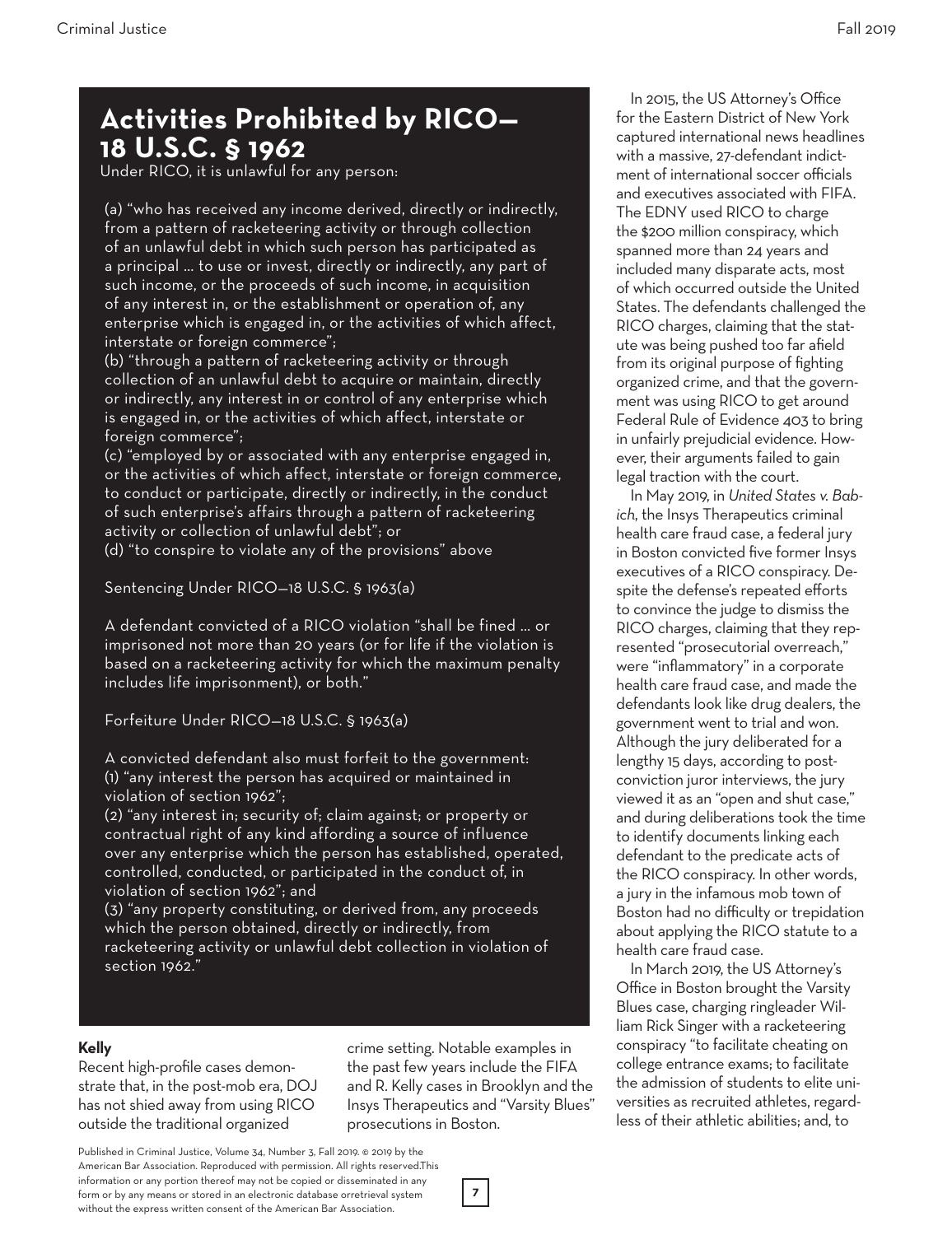## Activities Prohibited by RICO—18 U.S.C. § 1962

Under RICO, it is unlawful for any person:

(a) "who has received any income derived, directly or indirectly, from a pattern of racketeering activity or through collection of an unlawful debt in which such person has participated as a principal ... to use or invest, directly or indirectly, any part of such income, or the proceeds of such income, in acquisition of any interest in, or the establishment or operation of, any enterprise which is engaged in, or the activities of which affect, interstate or foreign commerce";

(b) "through a pattern of racketeering activity or through collection of an unlawful debt to acquire or maintain, directly or indirectly, any interest in or control of any enterprise which is engaged in, or the activities of which affect, interstate or foreign commerce";

(c) "employed by or associated with any enterprise engaged in, or the activities of which affect, interstate or foreign commerce, to conduct or participate, directly or indirectly, in the conduct of such enterprise's affairs through a pattern of racketeering activity or collection of unlawful debt"; or

(d) "to conspire to violate any of the provisions" above

Sentencing Under RICO—18 U.S.C. § 1963(a)

A defendant convicted of a RICO violation "shall be fined ... or imprisoned not more than 20 years (or for life if the violation is based on a racketeering activity for which the maximum penalty includes life imprisonment), or both."

Forfeiture Under RICO—18 U.S.C. § 1963(a)

A convicted defendant also must forfeit to the government:
(1) "any interest the person has acquired or maintained in violation of section 1962";
(2) "any interest in; security of; claim against; or property or contractual right of any kind affording a source of influence over any enterprise which the person has established, operated, controlled, conducted, or participated in the conduct of, in violation of section 1962"; and
(3) "any property constituting, or derived from, any proceeds which the person obtained, directly or indirectly, from racketeering activity or unlawful debt collection in violation of section 1962."

**Kelly**

Recent high-profile cases demonstrate that, in the post-mob era, DOJ has not shied away from using RICO outside the traditional organized crime setting. Notable examples in the past few years include the FIFA and R. Kelly cases in Brooklyn and the Insys Therapeutics and "Varsity Blues" prosecutions in Boston.

In 2015, the US Attorney's Office for the Eastern District of New York captured international news headlines with a massive, 27-defendant indictment of international soccer officials and executives associated with FIFA. The EDNY used RICO to charge the $200 million conspiracy, which spanned more than 24 years and included many disparate acts, most of which occurred outside the United States. The defendants challenged the RICO charges, claiming that the statute was being pushed too far afield from its original purpose of fighting organized crime, and that the government was using RICO to get around Federal Rule of Evidence 403 to bring in unfairly prejudicial evidence. However, their arguments failed to gain legal traction with the court.

In May 2019, in *United States v. Babich*, the Insys Therapeutics criminal health care fraud case, a federal jury in Boston convicted five former Insys executives of a RICO conspiracy. Despite the defense's repeated efforts to convince the judge to dismiss the RICO charges, claiming that they represented "prosecutorial overreach," were "inflammatory" in a corporate health care fraud case, and made the defendants look like drug dealers, the government went to trial and won. Although the jury deliberated for a lengthy 15 days, according to post-conviction juror interviews, the jury viewed it as an "open and shut case," and during deliberations took the time to identify documents linking each defendant to the predicate acts of the RICO conspiracy. In other words, a jury in the infamous mob town of Boston had no difficulty or trepidation about applying the RICO statute to a health care fraud case.

In March 2019, the US Attorney's Office in Boston brought the Varsity Blues case, charging ringleader William Rick Singer with a racketeering conspiracy "to facilitate cheating on college entrance exams; to facilitate the admission of students to elite universities as recruited athletes, regardless of their athletic abilities; and, to

Published in Criminal Justice, Volume 34, Number 3, Fall 2019. © 2019 by the American Bar Association. Reproduced with permission. All rights reserved.This information or any portion thereof may not be copied or disseminated in any form or by any means or stored in an electronic database orretrieval system without the express written consent of the American Bar Association.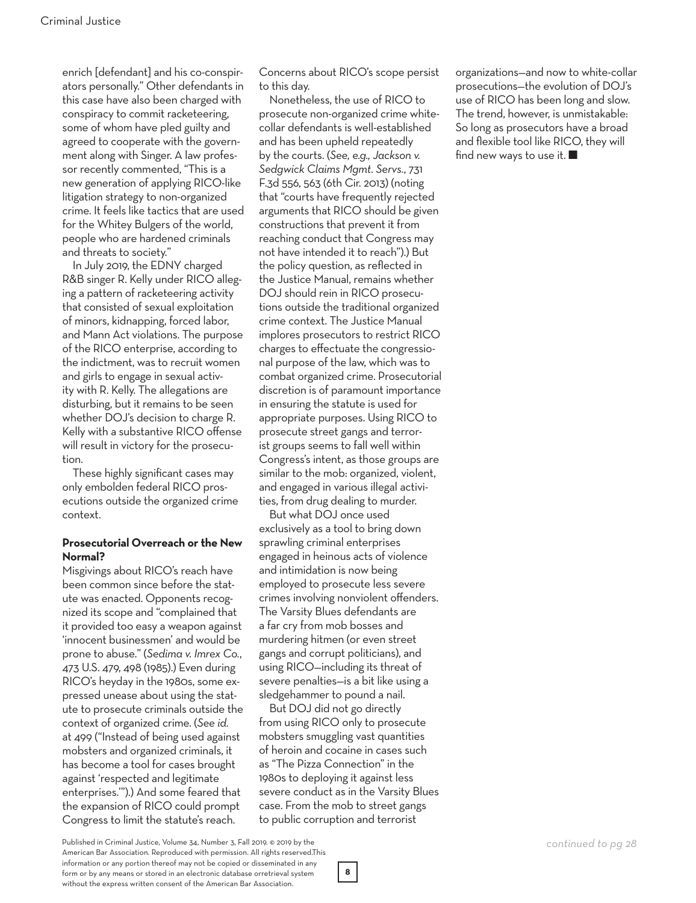enrich [defendant] and his co-conspirators personally." Other defendants in this case have also been charged with conspiracy to commit racketeering, some of whom have pled guilty and agreed to cooperate with the government along with Singer. A law professor recently commented, "This is a new generation of applying RICO-like litigation strategy to non-organized crime. It feels like tactics that are used for the Whitey Bulgers of the world, people who are hardened criminals and threats to society."

In July 2019, the EDNY charged R&B singer R. Kelly under RICO alleging a pattern of racketeering activity that consisted of sexual exploitation of minors, kidnapping, forced labor, and Mann Act violations. The purpose of the RICO enterprise, according to the indictment, was to recruit women and girls to engage in sexual activity with R. Kelly. The allegations are disturbing, but it remains to be seen whether DOJ's decision to charge R. Kelly with a substantive RICO offense will result in victory for the prosecution.

These highly significant cases may only embolden federal RICO prosecutions outside the organized crime context.

**Prosecutorial Overreach or the New Normal?**

Misgivings about RICO's reach have been common since before the statute was enacted. Opponents recognized its scope and "complained that it provided too easy a weapon against 'innocent businessmen' and would be prone to abuse." (*Sedima v. Imrex Co.*, 473 U.S. 479, 498 (1985).) Even during RICO's heyday in the 1980s, some expressed unease about using the statute to prosecute criminals outside the context of organized crime. (*See id.* at 499 ("Instead of being used against mobsters and organized criminals, it has become a tool for cases brought against 'respected and legitimate enterprises.'").) And some feared that the expansion of RICO could prompt Congress to limit the statute's reach. Concerns about RICO's scope persist to this day.

Nonetheless, the use of RICO to prosecute non-organized crime white-collar defendants is well-established and has been upheld repeatedly by the courts. (*See, e.g., Jackson v. Sedgwick Claims Mgmt. Servs.*, 731 F.3d 556, 563 (6th Cir. 2013) (noting that "courts have frequently rejected arguments that RICO should be given constructions that prevent it from reaching conduct that Congress may not have intended it to reach").) But the policy question, as reflected in the Justice Manual, remains whether DOJ should rein in RICO prosecutions outside the traditional organized crime context. The Justice Manual implores prosecutors to restrict RICO charges to effectuate the congressional purpose of the law, which was to combat organized crime. Prosecutorial discretion is of paramount importance in ensuring the statute is used for appropriate purposes. Using RICO to prosecute street gangs and terrorist groups seems to fall well within Congress's intent, as those groups are similar to the mob: organized, violent, and engaged in various illegal activities, from drug dealing to murder.

But what DOJ once used exclusively as a tool to bring down sprawling criminal enterprises engaged in heinous acts of violence and intimidation is now being employed to prosecute less severe crimes involving nonviolent offenders. The Varsity Blues defendants are a far cry from mob bosses and murdering hitmen (or even street gangs and corrupt politicians), and using RICO—including its threat of severe penalties—is a bit like using a sledgehammer to pound a nail.

But DOJ did not go directly from using RICO only to prosecute mobsters smuggling vast quantities of heroin and cocaine in cases such as "The Pizza Connection" in the 1980s to deploying it against less severe conduct as in the Varsity Blues case. From the mob to street gangs to public corruption and terrorist organizations—and now to white-collar prosecutions—the evolution of DOJ's use of RICO has been long and slow. The trend, however, is unmistakable: So long as prosecutors have a broad and flexible tool like RICO, they will find new ways to use it. ■

Published in Criminal Justice, Volume 34, Number 3, Fall 2019. © 2019 by the American Bar Association. Reproduced with permission. All rights reserved.This information or any portion thereof may not be copied or disseminated in any form or by any means or stored in an electronic database orretrieval system without the express written consent of the American Bar Association.

*continued to pg 28*